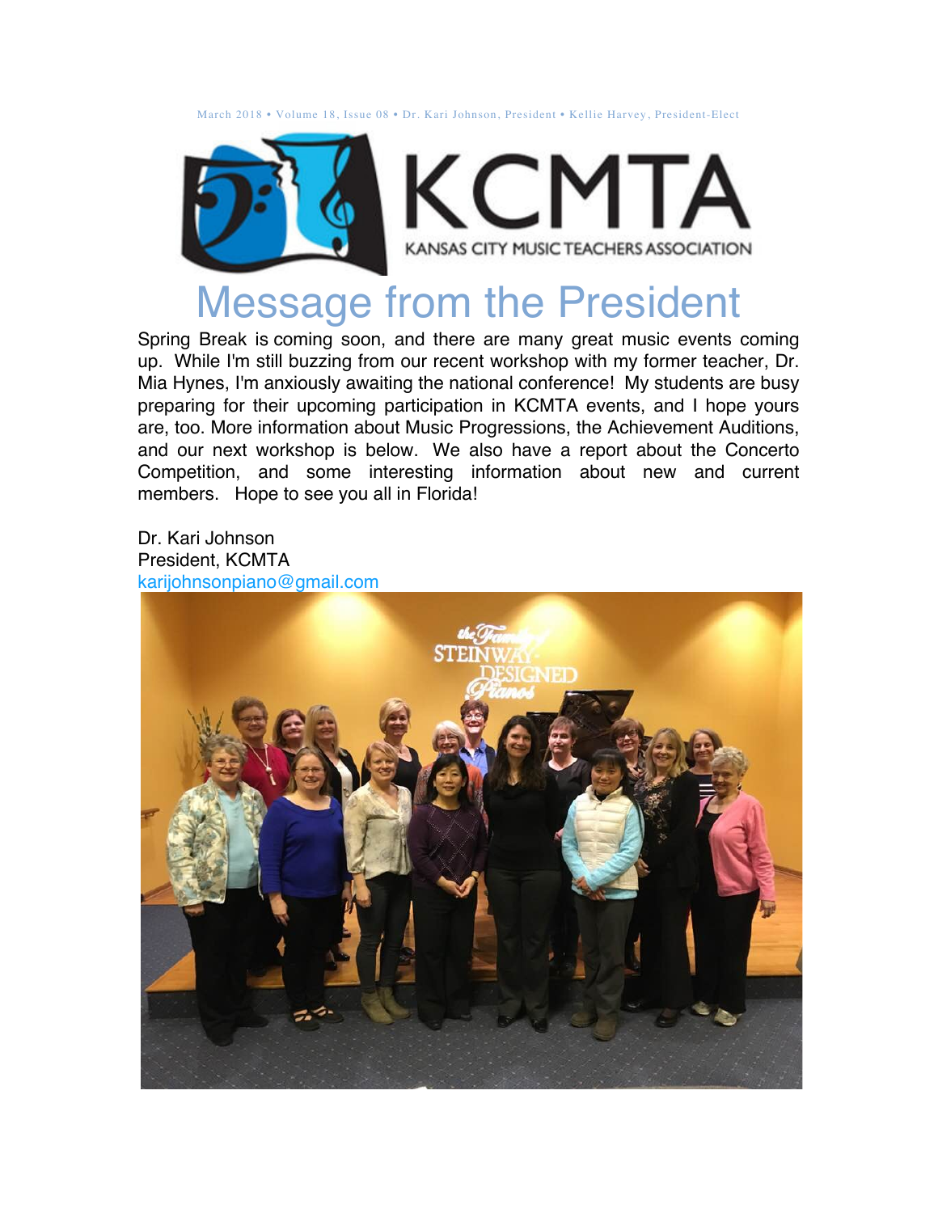March 2018 • Volume 18, Issue 08 • Dr. Kari Johnson, President • Kellie Harvey, President-Elect

KCMTA

KANSAS CITY MUSIC TEACHERS ASSOCIATION

# Message from the President

Spring Break is coming soon, and there are many great music events coming up. While I'm still buzzing from our recent workshop with my former teacher, Dr. Mia Hynes, I'm anxiously awaiting the national conference! My students are busy preparing for their upcoming participation in KCMTA events, and I hope yours are, too. More information about Music Progressions, the Achievement Auditions, and our next workshop is below. We also have a report about the Concerto Competition, and some interesting information about new and current members. Hope to see you all in Florida!

Dr. Kari Johnson
President, KCMTA
karijohnsonpiano@gmail.com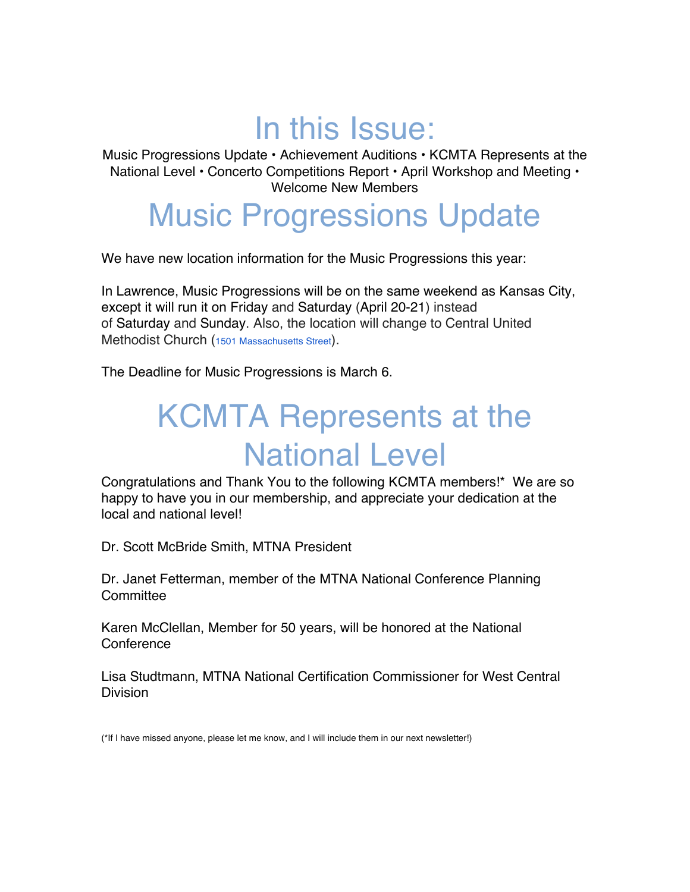# In this Issue:

Music Progressions Update • Achievement Auditions • KCMTA Represents at the National Level • Concerto Competitions Report • April Workshop and Meeting • Welcome New Members

# Music Progressions Update

We have new location information for the Music Progressions this year:

In Lawrence, Music Progressions will be on the same weekend as Kansas City, except it will run it on Friday and Saturday (April 20-21) instead of Saturday and Sunday. Also, the location will change to Central United Methodist Church (1501 Massachusetts Street).

The Deadline for Music Progressions is March 6.

# KCMTA Represents at the National Level

Congratulations and Thank You to the following KCMTA members!* We are so happy to have you in our membership, and appreciate your dedication at the local and national level!

Dr. Scott McBride Smith, MTNA President

Dr. Janet Fetterman, member of the MTNA National Conference Planning Committee

Karen McClellan, Member for 50 years, will be honored at the National Conference

Lisa Studtmann, MTNA National Certification Commissioner for West Central Division

(*If I have missed anyone, please let me know, and I will include them in our next newsletter!)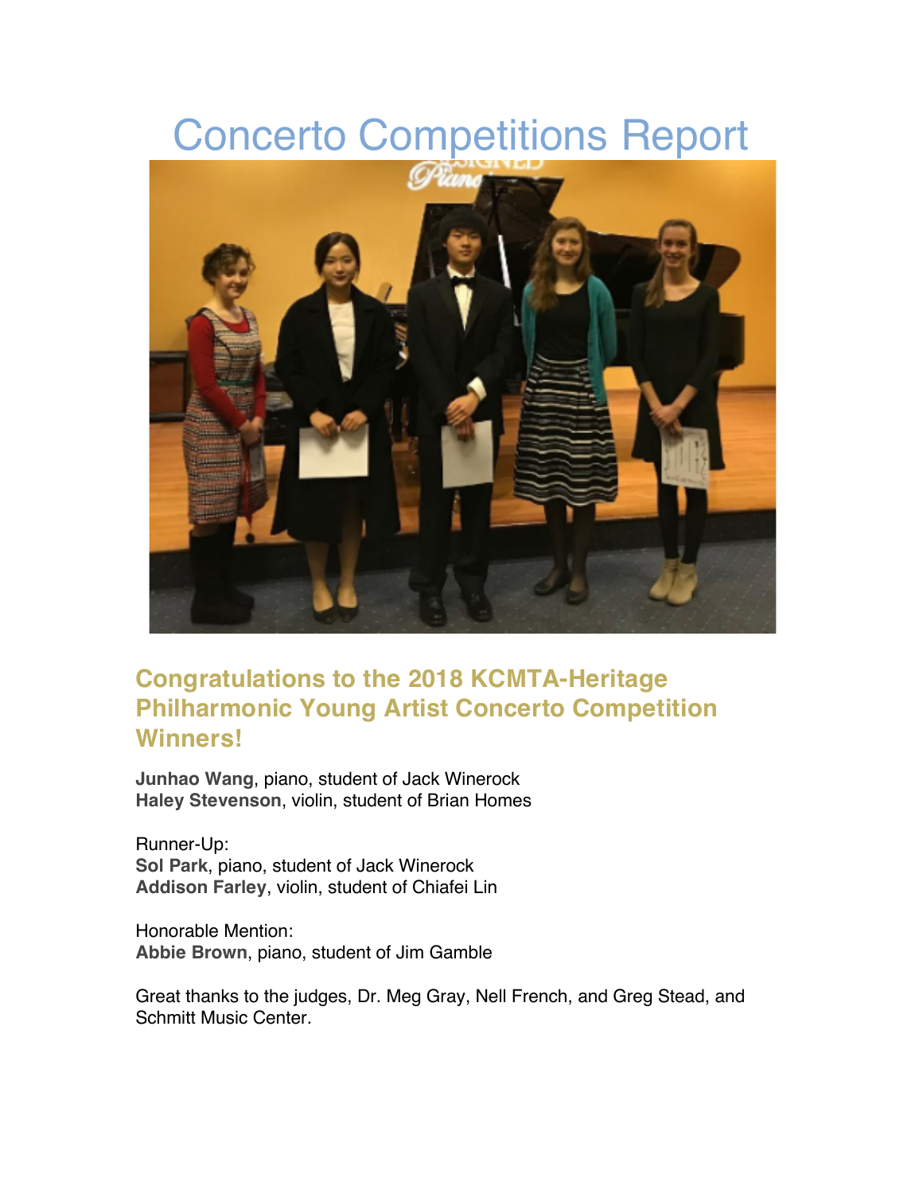# Concerto Competitions Report

## Congratulations to the 2018 KCMTA-Heritage Philharmonic Young Artist Concerto Competition Winners!

**Junhao Wang**, piano, student of Jack Winerock
**Haley Stevenson**, violin, student of Brian Homes

Runner-Up:
**Sol Park**, piano, student of Jack Winerock
**Addison Farley**, violin, student of Chiafei Lin

Honorable Mention:
**Abbie Brown**, piano, student of Jim Gamble

Great thanks to the judges, Dr. Meg Gray, Nell French, and Greg Stead, and Schmitt Music Center.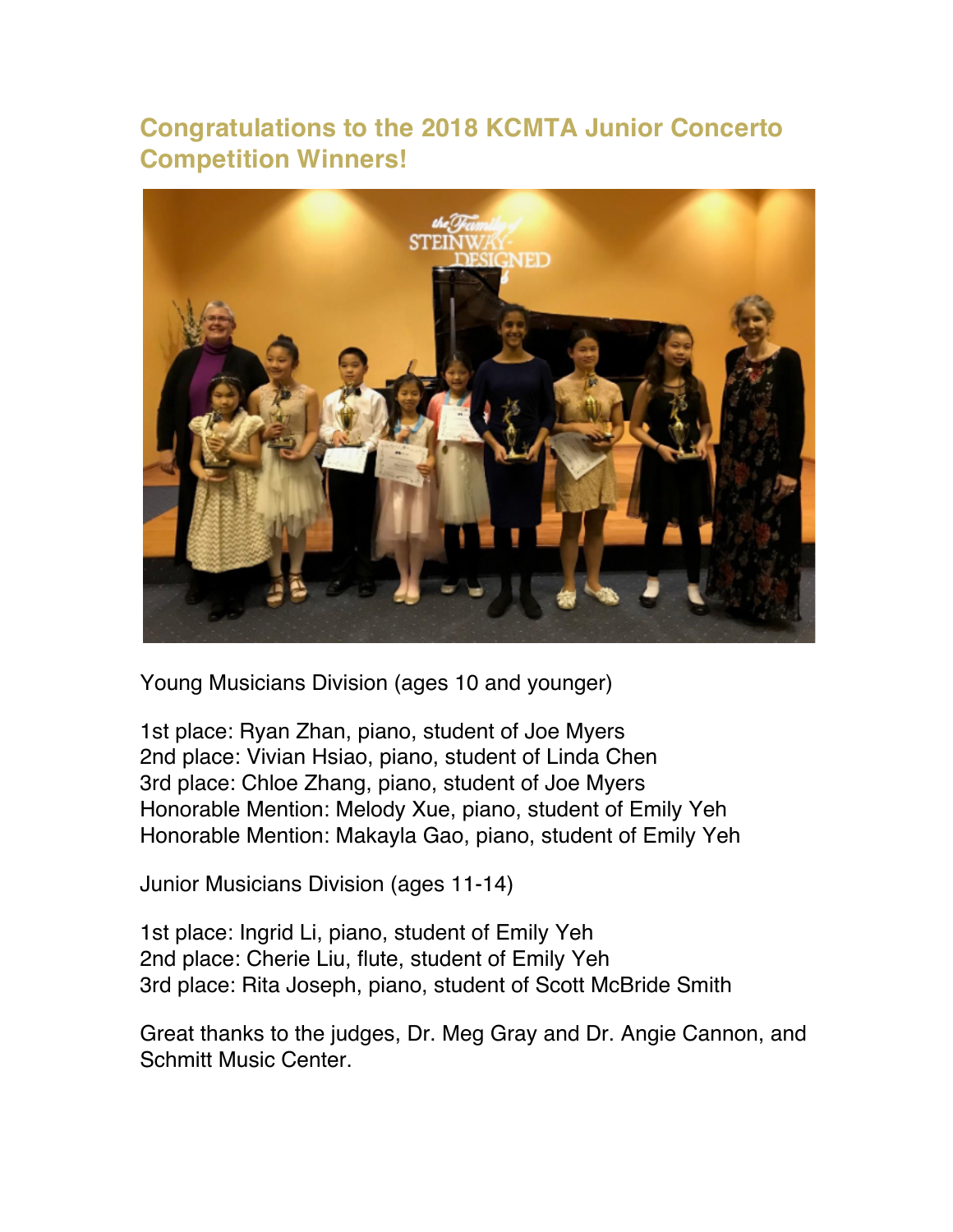## Congratulations to the 2018 KCMTA Junior Concerto Competition Winners!

Young Musicians Division (ages 10 and younger)

1st place: Ryan Zhan, piano, student of Joe Myers
2nd place: Vivian Hsiao, piano, student of Linda Chen
3rd place: Chloe Zhang, piano, student of Joe Myers
Honorable Mention: Melody Xue, piano, student of Emily Yeh
Honorable Mention: Makayla Gao, piano, student of Emily Yeh

Junior Musicians Division (ages 11-14)

1st place: Ingrid Li, piano, student of Emily Yeh
2nd place: Cherie Liu, flute, student of Emily Yeh
3rd place: Rita Joseph, piano, student of Scott McBride Smith

Great thanks to the judges, Dr. Meg Gray and Dr. Angie Cannon, and Schmitt Music Center.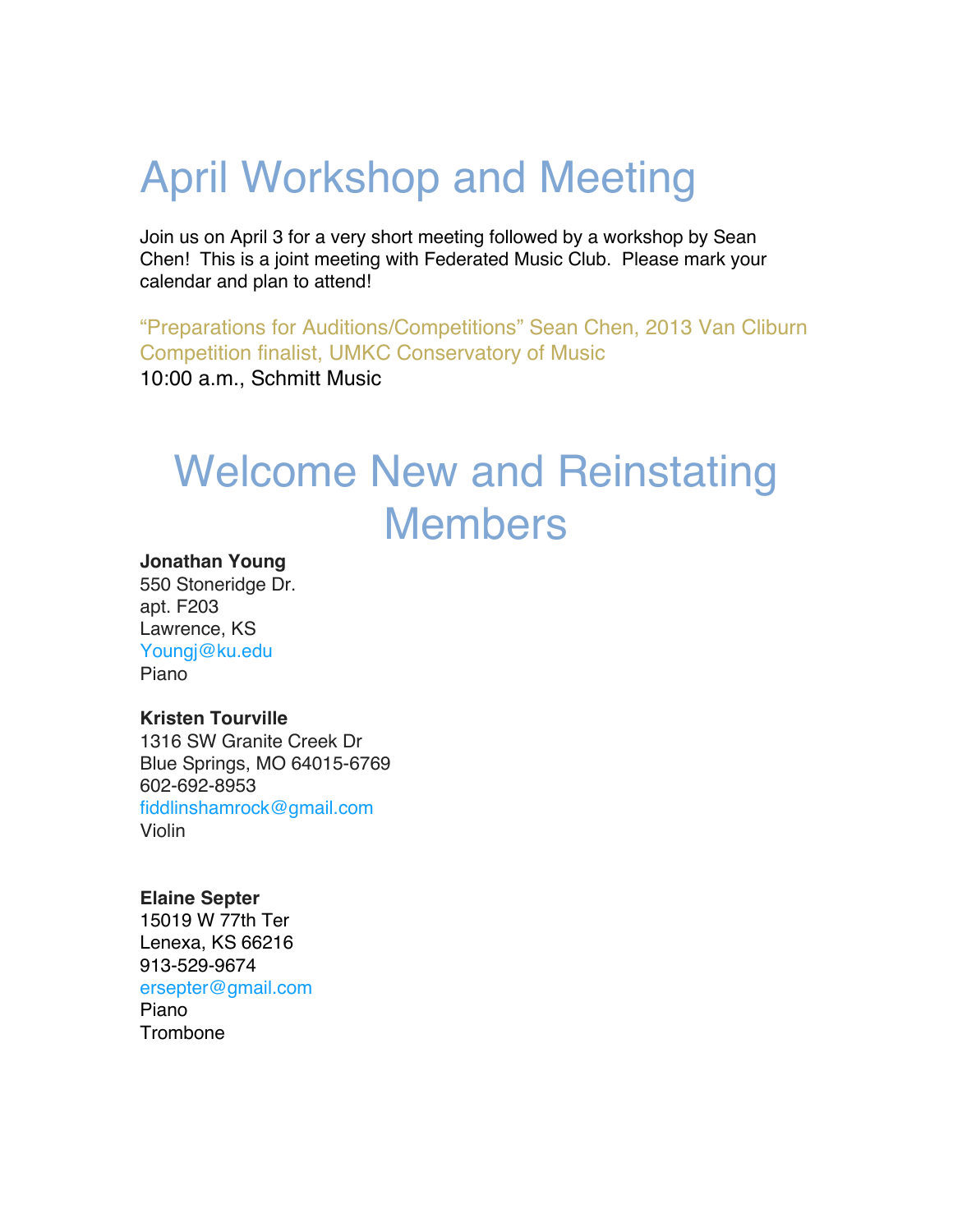# April Workshop and Meeting

Join us on April 3 for a very short meeting followed by a workshop by Sean Chen! This is a joint meeting with Federated Music Club. Please mark your calendar and plan to attend!

"Preparations for Auditions/Competitions" Sean Chen, 2013 Van Cliburn Competition finalist, UMKC Conservatory of Music
10:00 a.m., Schmitt Music

# Welcome New and Reinstating Members

**Jonathan Young**
550 Stoneridge Dr.
apt. F203
Lawrence, KS
Youngj@ku.edu
Piano

**Kristen Tourville**
1316 SW Granite Creek Dr
Blue Springs, MO 64015-6769
602-692-8953
fiddlinshamrock@gmail.com
Violin

**Elaine Septer**
15019 W 77th Ter
Lenexa, KS 66216
913-529-9674
ersepter@gmail.com
Piano
Trombone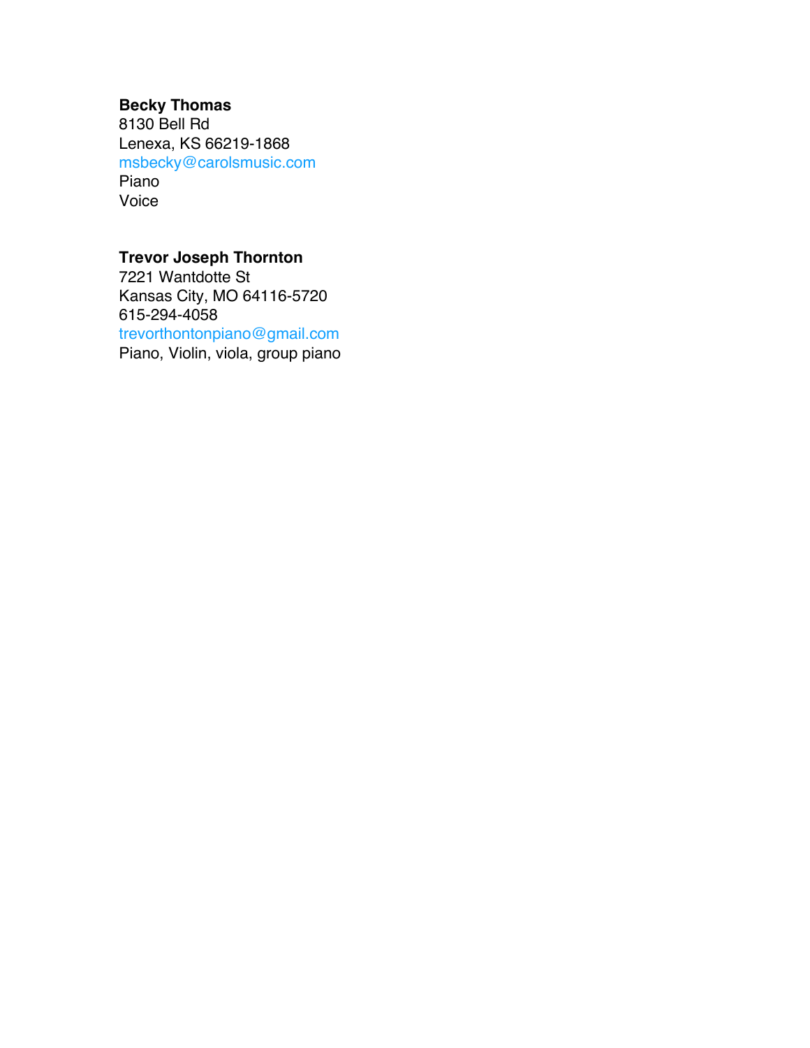**Becky Thomas**
8130 Bell Rd
Lenexa, KS 66219-1868
msbecky@carolsmusic.com
Piano
Voice

**Trevor Joseph Thornton**
7221 Wantdotte St
Kansas City, MO 64116-5720
615-294-4058
trevorthontonpiano@gmail.com
Piano, Violin, viola, group piano